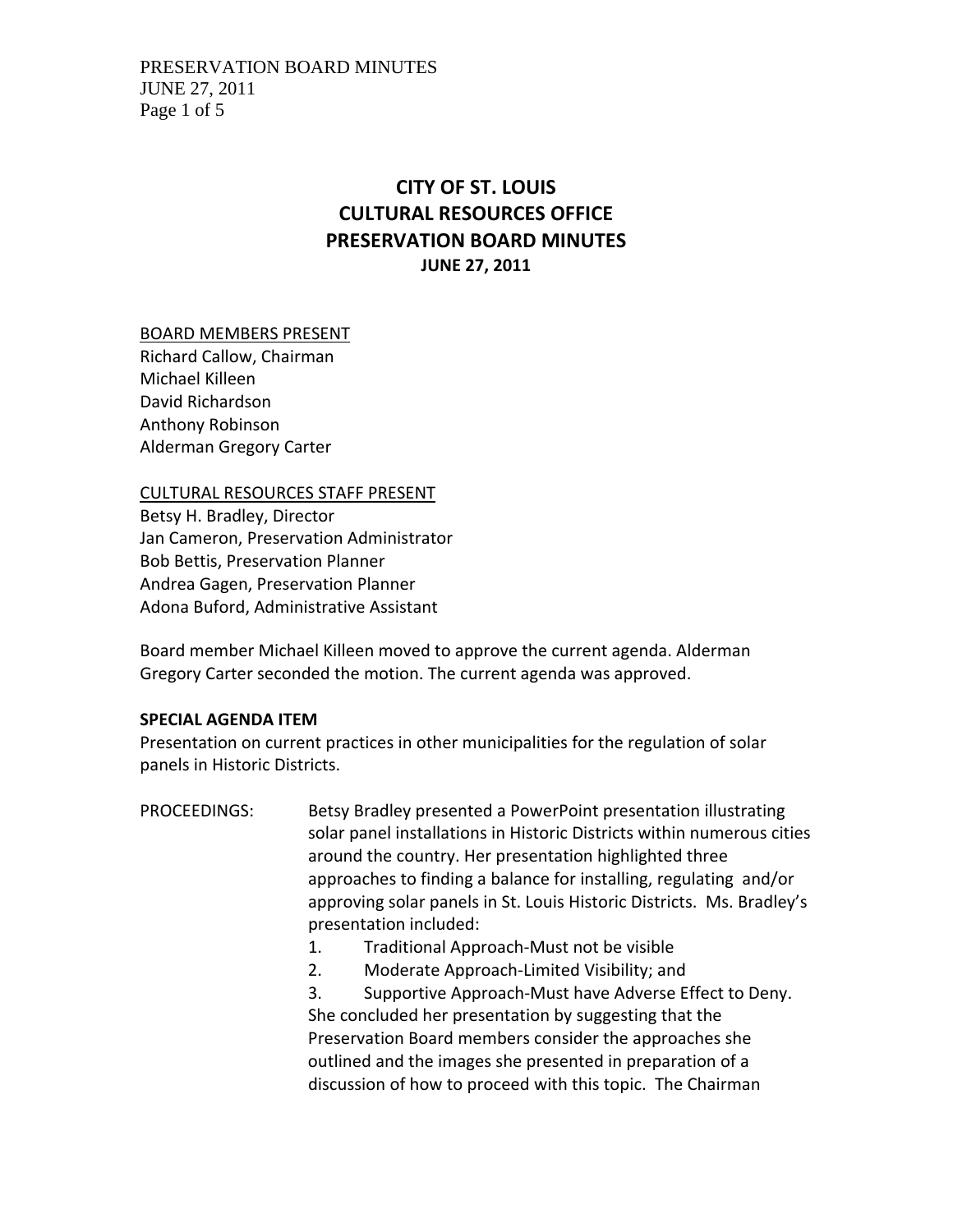# CITY OF ST. LOUIS
# CULTURAL RESOURCES OFFICE
# PRESERVATION BOARD MINUTES
## JUNE 27, 2011

BOARD MEMBERS PRESENT
Richard Callow, Chairman
Michael Killeen
David Richardson
Anthony Robinson
Alderman Gregory Carter

CULTURAL RESOURCES STAFF PRESENT
Betsy H. Bradley, Director
Jan Cameron, Preservation Administrator
Bob Bettis, Preservation Planner
Andrea Gagen, Preservation Planner
Adona Buford, Administrative Assistant

Board member Michael Killeen moved to approve the current agenda. Alderman Gregory Carter seconded the motion. The current agenda was approved.

**SPECIAL AGENDA ITEM**
Presentation on current practices in other municipalities for the regulation of solar panels in Historic Districts.

PROCEEDINGS: Betsy Bradley presented a PowerPoint presentation illustrating solar panel installations in Historic Districts within numerous cities around the country. Her presentation highlighted three approaches to finding a balance for installing, regulating and/or approving solar panels in St. Louis Historic Districts. Ms. Bradley's presentation included:

1. Traditional Approach-Must not be visible
2. Moderate Approach-Limited Visibility; and
3. Supportive Approach-Must have Adverse Effect to Deny.

She concluded her presentation by suggesting that the Preservation Board members consider the approaches she outlined and the images she presented in preparation of a discussion of how to proceed with this topic. The Chairman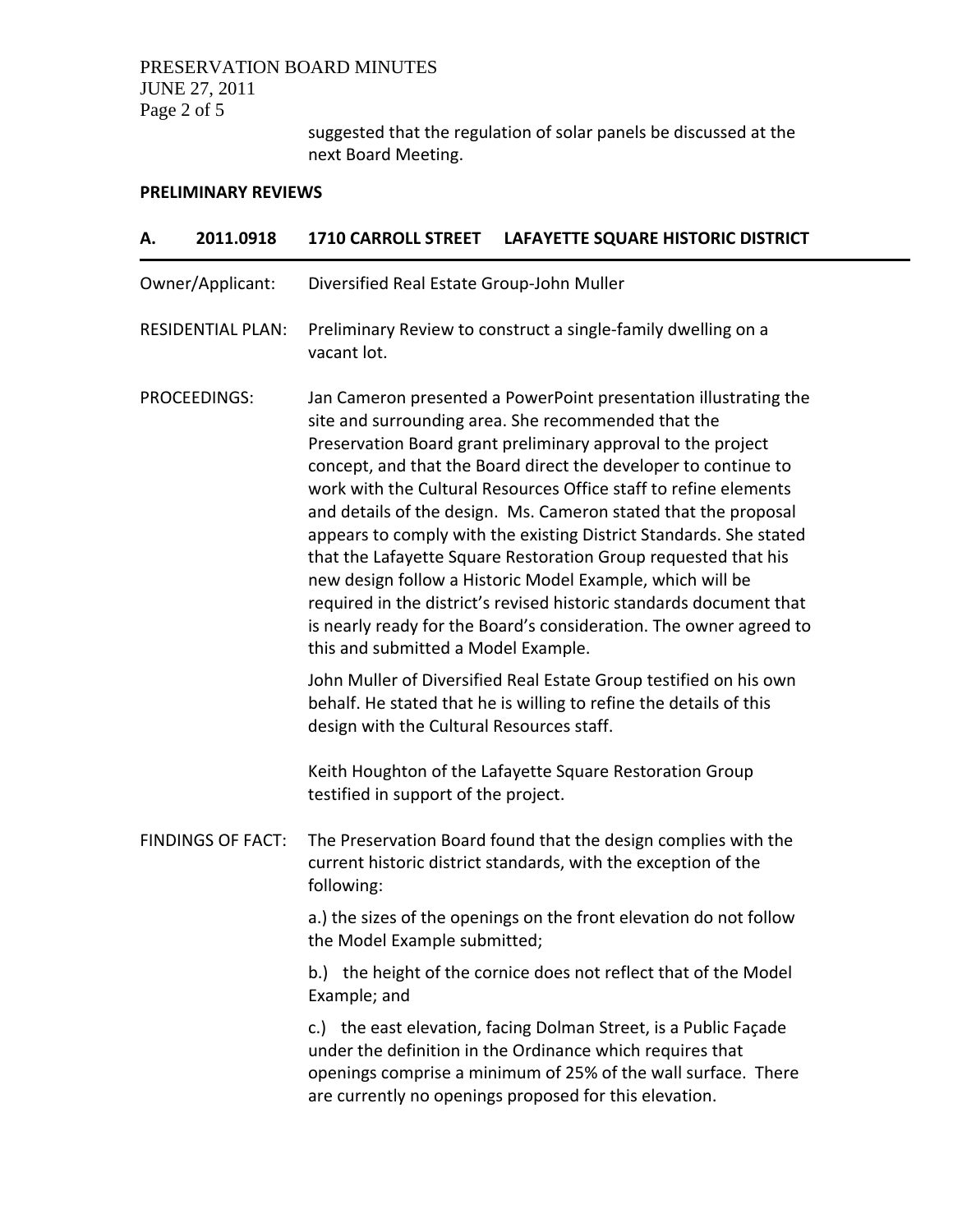suggested that the regulation of solar panels be discussed at the next Board Meeting.

**PRELIMINARY REVIEWS**

## A. 2011.0918 1710 CARROLL STREET LAFAYETTE SQUARE HISTORIC DISTRICT

Owner/Applicant: Diversified Real Estate Group-John Muller

RESIDENTIAL PLAN: Preliminary Review to construct a single-family dwelling on a vacant lot.

PROCEEDINGS: Jan Cameron presented a PowerPoint presentation illustrating the site and surrounding area. She recommended that the Preservation Board grant preliminary approval to the project concept, and that the Board direct the developer to continue to work with the Cultural Resources Office staff to refine elements and details of the design. Ms. Cameron stated that the proposal appears to comply with the existing District Standards. She stated that the Lafayette Square Restoration Group requested that his new design follow a Historic Model Example, which will be required in the district's revised historic standards document that is nearly ready for the Board's consideration. The owner agreed to this and submitted a Model Example.

John Muller of Diversified Real Estate Group testified on his own behalf. He stated that he is willing to refine the details of this design with the Cultural Resources staff.

Keith Houghton of the Lafayette Square Restoration Group testified in support of the project.

FINDINGS OF FACT: The Preservation Board found that the design complies with the current historic district standards, with the exception of the following:

a.) the sizes of the openings on the front elevation do not follow the Model Example submitted;

b.) the height of the cornice does not reflect that of the Model Example; and

c.) the east elevation, facing Dolman Street, is a Public Façade under the definition in the Ordinance which requires that openings comprise a minimum of 25% of the wall surface. There are currently no openings proposed for this elevation.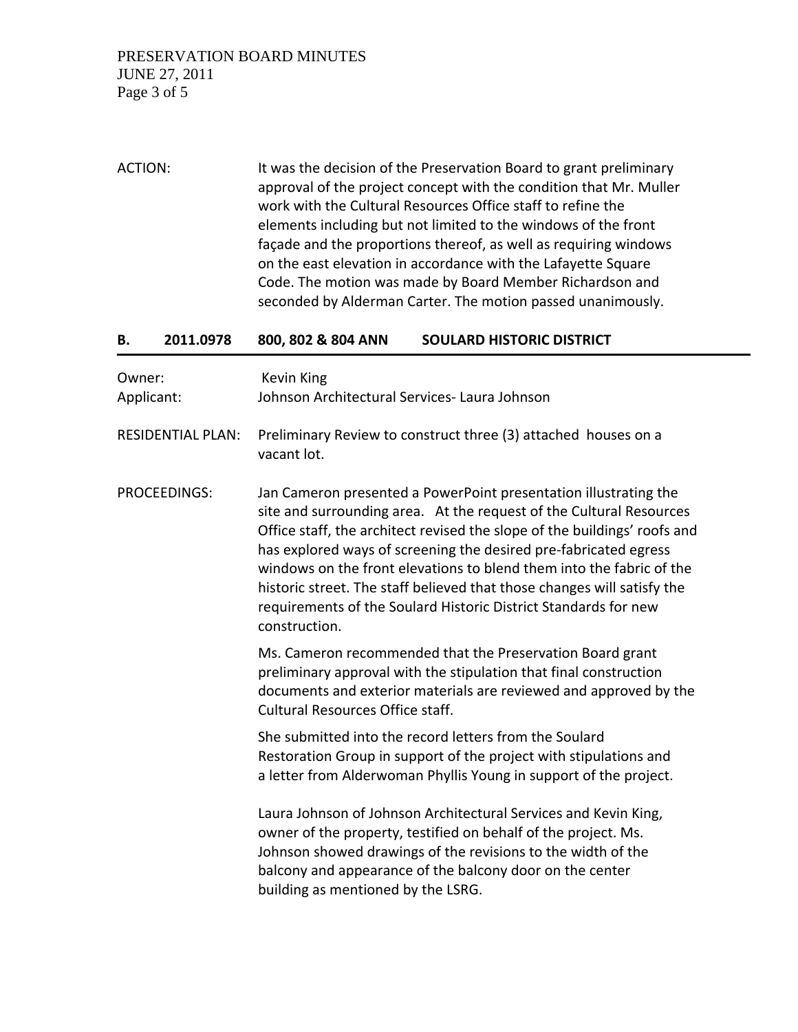ACTION: It was the decision of the Preservation Board to grant preliminary approval of the project concept with the condition that Mr. Muller work with the Cultural Resources Office staff to refine the elements including but not limited to the windows of the front façade and the proportions thereof, as well as requiring windows on the east elevation in accordance with the Lafayette Square Code. The motion was made by Board Member Richardson and seconded by Alderman Carter. The motion passed unanimously.

## B. 2011.0978 800, 802 & 804 ANN SOULARD HISTORIC DISTRICT

Owner: Kevin King

Applicant: Johnson Architectural Services- Laura Johnson

RESIDENTIAL PLAN: Preliminary Review to construct three (3) attached houses on a vacant lot.

PROCEEDINGS: Jan Cameron presented a PowerPoint presentation illustrating the site and surrounding area. At the request of the Cultural Resources Office staff, the architect revised the slope of the buildings' roofs and has explored ways of screening the desired pre-fabricated egress windows on the front elevations to blend them into the fabric of the historic street. The staff believed that those changes will satisfy the requirements of the Soulard Historic District Standards for new construction.

Ms. Cameron recommended that the Preservation Board grant preliminary approval with the stipulation that final construction documents and exterior materials are reviewed and approved by the Cultural Resources Office staff.

She submitted into the record letters from the Soulard Restoration Group in support of the project with stipulations and a letter from Alderwoman Phyllis Young in support of the project.

Laura Johnson of Johnson Architectural Services and Kevin King, owner of the property, testified on behalf of the project. Ms. Johnson showed drawings of the revisions to the width of the balcony and appearance of the balcony door on the center building as mentioned by the LSRG.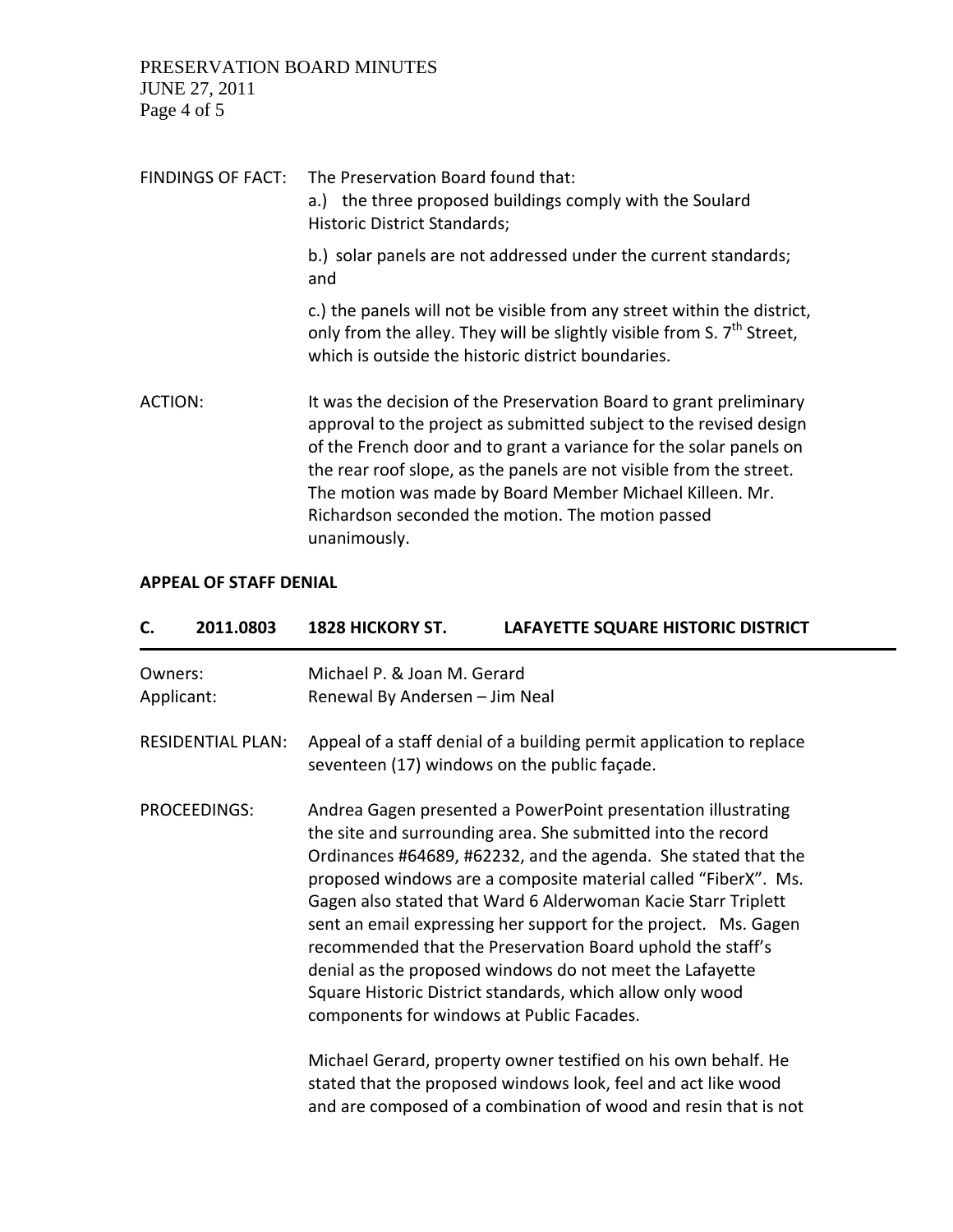FINDINGS OF FACT: The Preservation Board found that:

a.) the three proposed buildings comply with the Soulard Historic District Standards;

b.) solar panels are not addressed under the current standards; and

c.) the panels will not be visible from any street within the district, only from the alley. They will be slightly visible from S. 7th Street, which is outside the historic district boundaries.

ACTION: It was the decision of the Preservation Board to grant preliminary approval to the project as submitted subject to the revised design of the French door and to grant a variance for the solar panels on the rear roof slope, as the panels are not visible from the street. The motion was made by Board Member Michael Killeen. Mr. Richardson seconded the motion. The motion passed unanimously.

**APPEAL OF STAFF DENIAL**

## C. 2011.0803 1828 HICKORY ST. LAFAYETTE SQUARE HISTORIC DISTRICT

Owners: Michael P. & Joan M. Gerard

Applicant: Renewal By Andersen – Jim Neal

RESIDENTIAL PLAN: Appeal of a staff denial of a building permit application to replace seventeen (17) windows on the public façade.

PROCEEDINGS: Andrea Gagen presented a PowerPoint presentation illustrating the site and surrounding area. She submitted into the record Ordinances #64689, #62232, and the agenda. She stated that the proposed windows are a composite material called "FiberX". Ms. Gagen also stated that Ward 6 Alderwoman Kacie Starr Triplett sent an email expressing her support for the project. Ms. Gagen recommended that the Preservation Board uphold the staff's denial as the proposed windows do not meet the Lafayette Square Historic District standards, which allow only wood components for windows at Public Facades.

Michael Gerard, property owner testified on his own behalf. He stated that the proposed windows look, feel and act like wood and are composed of a combination of wood and resin that is not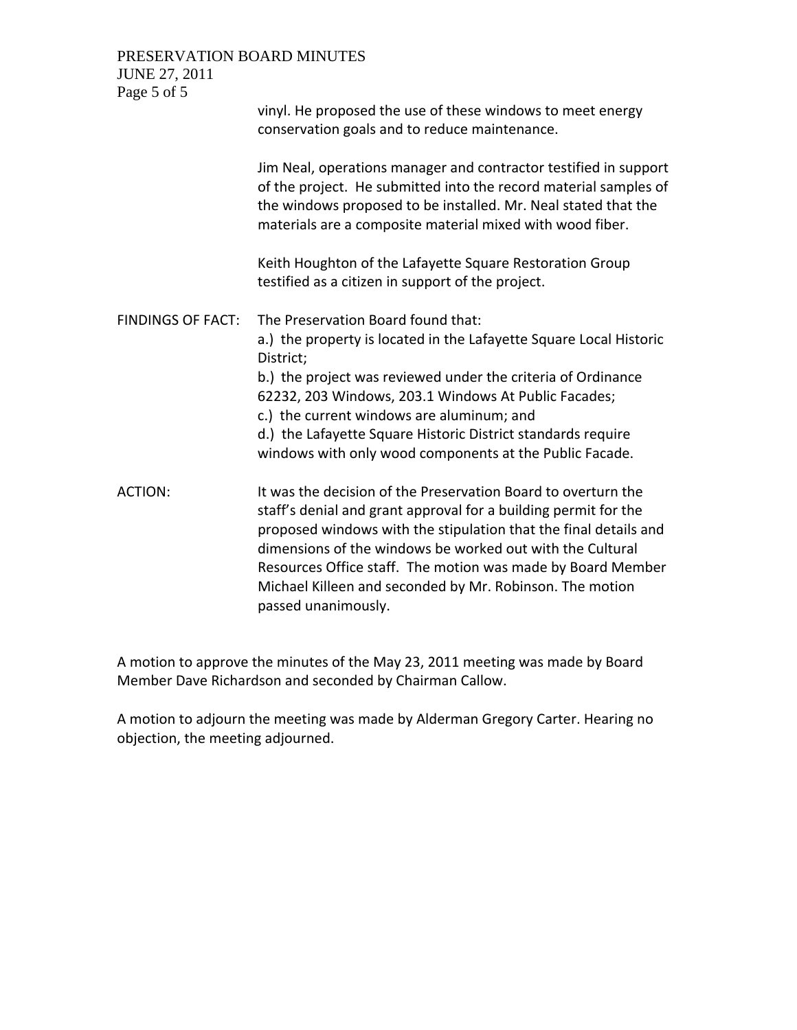vinyl. He proposed the use of these windows to meet energy conservation goals and to reduce maintenance.

Jim Neal, operations manager and contractor testified in support of the project. He submitted into the record material samples of the windows proposed to be installed. Mr. Neal stated that the materials are a composite material mixed with wood fiber.

Keith Houghton of the Lafayette Square Restoration Group testified as a citizen in support of the project.

FINDINGS OF FACT: The Preservation Board found that:

a.) the property is located in the Lafayette Square Local Historic District;
b.) the project was reviewed under the criteria of Ordinance 62232, 203 Windows, 203.1 Windows At Public Facades;
c.) the current windows are aluminum; and
d.) the Lafayette Square Historic District standards require windows with only wood components at the Public Facade.

ACTION: It was the decision of the Preservation Board to overturn the staff's denial and grant approval for a building permit for the proposed windows with the stipulation that the final details and dimensions of the windows be worked out with the Cultural Resources Office staff. The motion was made by Board Member Michael Killeen and seconded by Mr. Robinson. The motion passed unanimously.

A motion to approve the minutes of the May 23, 2011 meeting was made by Board Member Dave Richardson and seconded by Chairman Callow.

A motion to adjourn the meeting was made by Alderman Gregory Carter. Hearing no objection, the meeting adjourned.